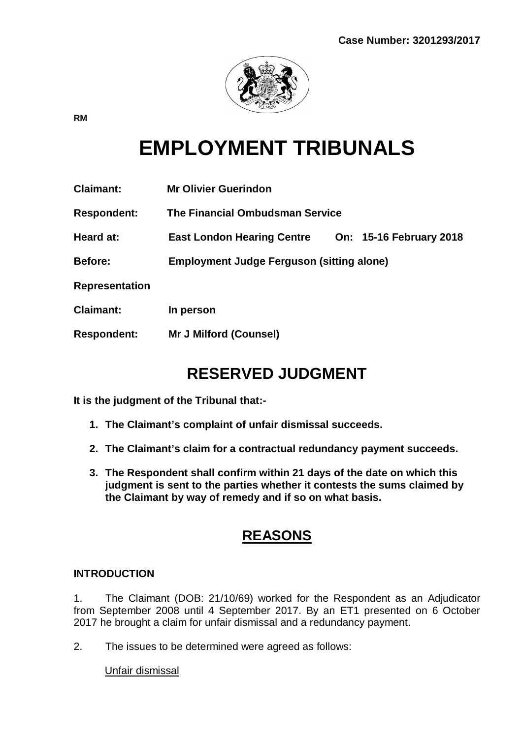**Case Number: 3201293/2017**

RM

# EMPLOYMENT TRIBUNALS

| | |
|---|---|
| **Claimant:** | **Mr Olivier Guerindon** |
| **Respondent:** | **The Financial Ombudsman Service** |
| **Heard at:** | **East London Hearing Centre On: 15-16 February 2018** |
| **Before:** | **Employment Judge Ferguson (sitting alone)** |
| **Representation** | |
| **Claimant:** | **In person** |
| **Respondent:** | **Mr J Milford (Counsel)** |

## RESERVED JUDGMENT

**It is the judgment of the Tribunal that:-**

1. **The Claimant's complaint of unfair dismissal succeeds.**
2. **The Claimant's claim for a contractual redundancy payment succeeds.**
3. **The Respondent shall confirm within 21 days of the date on which this judgment is sent to the parties whether it contests the sums claimed by the Claimant by way of remedy and if so on what basis.**

## REASONS

### INTRODUCTION

1. The Claimant (DOB: 21/10/69) worked for the Respondent as an Adjudicator from September 2008 until 4 September 2017. By an ET1 presented on 6 October 2017 he brought a claim for unfair dismissal and a redundancy payment.

2. The issues to be determined were agreed as follows:

Unfair dismissal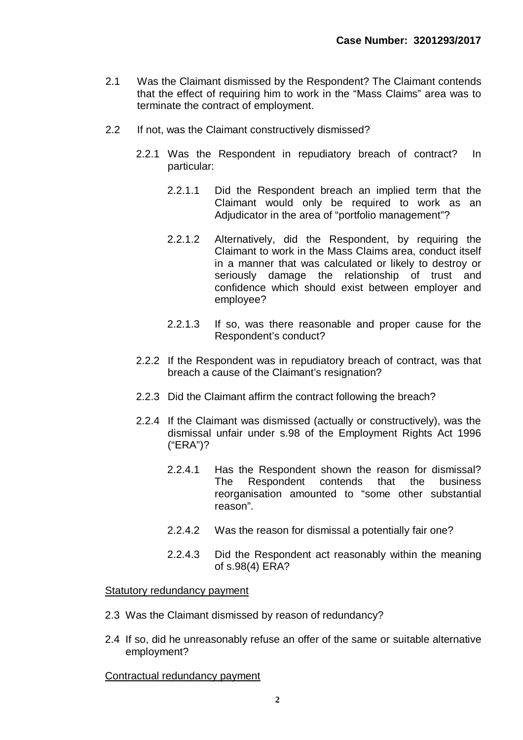2.1 Was the Claimant dismissed by the Respondent? The Claimant contends that the effect of requiring him to work in the "Mass Claims" area was to terminate the contract of employment.

2.2 If not, was the Claimant constructively dismissed?

  2.2.1 Was the Respondent in repudiatory breach of contract? In particular:

    2.2.1.1 Did the Respondent breach an implied term that the Claimant would only be required to work as an Adjudicator in the area of "portfolio management"?

    2.2.1.2 Alternatively, did the Respondent, by requiring the Claimant to work in the Mass Claims area, conduct itself in a manner that was calculated or likely to destroy or seriously damage the relationship of trust and confidence which should exist between employer and employee?

    2.2.1.3 If so, was there reasonable and proper cause for the Respondent's conduct?

  2.2.2 If the Respondent was in repudiatory breach of contract, was that breach a cause of the Claimant's resignation?

  2.2.3 Did the Claimant affirm the contract following the breach?

  2.2.4 If the Claimant was dismissed (actually or constructively), was the dismissal unfair under s.98 of the Employment Rights Act 1996 ("ERA")?

    2.2.4.1 Has the Respondent shown the reason for dismissal? The Respondent contends that the business reorganisation amounted to "some other substantial reason".

    2.2.4.2 Was the reason for dismissal a potentially fair one?

    2.2.4.3 Did the Respondent act reasonably within the meaning of s.98(4) ERA?

<u>Statutory redundancy payment</u>

2.3 Was the Claimant dismissed by reason of redundancy?

2.4 If so, did he unreasonably refuse an offer of the same or suitable alternative employment?

<u>Contractual redundancy payment</u>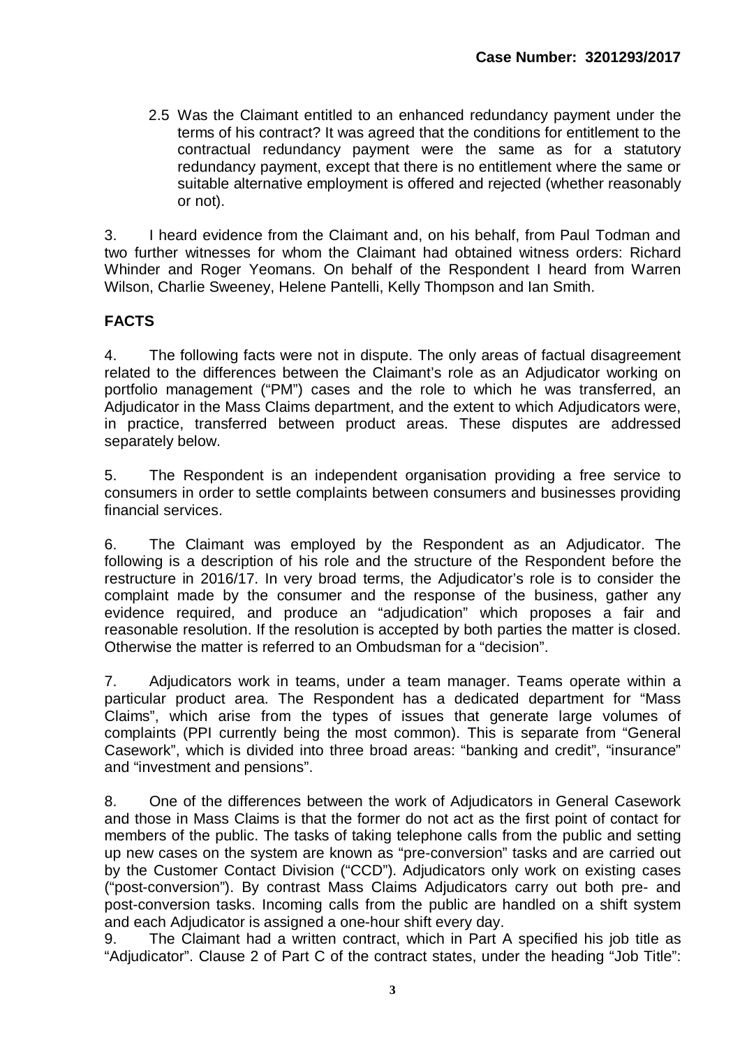2.5 Was the Claimant entitled to an enhanced redundancy payment under the terms of his contract? It was agreed that the conditions for entitlement to the contractual redundancy payment were the same as for a statutory redundancy payment, except that there is no entitlement where the same or suitable alternative employment is offered and rejected (whether reasonably or not).

3. I heard evidence from the Claimant and, on his behalf, from Paul Todman and two further witnesses for whom the Claimant had obtained witness orders: Richard Whinder and Roger Yeomans. On behalf of the Respondent I heard from Warren Wilson, Charlie Sweeney, Helene Pantelli, Kelly Thompson and Ian Smith.

## FACTS

4. The following facts were not in dispute. The only areas of factual disagreement related to the differences between the Claimant's role as an Adjudicator working on portfolio management ("PM") cases and the role to which he was transferred, an Adjudicator in the Mass Claims department, and the extent to which Adjudicators were, in practice, transferred between product areas. These disputes are addressed separately below.

5. The Respondent is an independent organisation providing a free service to consumers in order to settle complaints between consumers and businesses providing financial services.

6. The Claimant was employed by the Respondent as an Adjudicator. The following is a description of his role and the structure of the Respondent before the restructure in 2016/17. In very broad terms, the Adjudicator's role is to consider the complaint made by the consumer and the response of the business, gather any evidence required, and produce an "adjudication" which proposes a fair and reasonable resolution. If the resolution is accepted by both parties the matter is closed. Otherwise the matter is referred to an Ombudsman for a "decision".

7. Adjudicators work in teams, under a team manager. Teams operate within a particular product area. The Respondent has a dedicated department for "Mass Claims", which arise from the types of issues that generate large volumes of complaints (PPI currently being the most common). This is separate from "General Casework", which is divided into three broad areas: "banking and credit", "insurance" and "investment and pensions".

8. One of the differences between the work of Adjudicators in General Casework and those in Mass Claims is that the former do not act as the first point of contact for members of the public. The tasks of taking telephone calls from the public and setting up new cases on the system are known as "pre-conversion" tasks and are carried out by the Customer Contact Division ("CCD"). Adjudicators only work on existing cases ("post-conversion"). By contrast Mass Claims Adjudicators carry out both pre- and post-conversion tasks. Incoming calls from the public are handled on a shift system and each Adjudicator is assigned a one-hour shift every day.

9. The Claimant had a written contract, which in Part A specified his job title as "Adjudicator". Clause 2 of Part C of the contract states, under the heading "Job Title":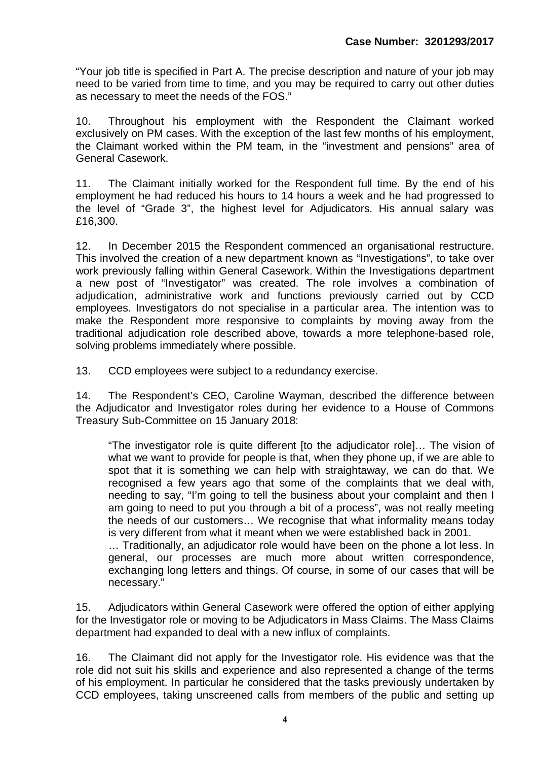"Your job title is specified in Part A. The precise description and nature of your job may need to be varied from time to time, and you may be required to carry out other duties as necessary to meet the needs of the FOS."

10. Throughout his employment with the Respondent the Claimant worked exclusively on PM cases. With the exception of the last few months of his employment, the Claimant worked within the PM team, in the "investment and pensions" area of General Casework.

11. The Claimant initially worked for the Respondent full time. By the end of his employment he had reduced his hours to 14 hours a week and he had progressed to the level of "Grade 3", the highest level for Adjudicators. His annual salary was £16,300.

12. In December 2015 the Respondent commenced an organisational restructure. This involved the creation of a new department known as "Investigations", to take over work previously falling within General Casework. Within the Investigations department a new post of "Investigator" was created. The role involves a combination of adjudication, administrative work and functions previously carried out by CCD employees. Investigators do not specialise in a particular area. The intention was to make the Respondent more responsive to complaints by moving away from the traditional adjudication role described above, towards a more telephone-based role, solving problems immediately where possible.

13. CCD employees were subject to a redundancy exercise.

14. The Respondent's CEO, Caroline Wayman, described the difference between the Adjudicator and Investigator roles during her evidence to a House of Commons Treasury Sub-Committee on 15 January 2018:

> "The investigator role is quite different [to the adjudicator role]… The vision of what we want to provide for people is that, when they phone up, if we are able to spot that it is something we can help with straightaway, we can do that. We recognised a few years ago that some of the complaints that we deal with, needing to say, "I'm going to tell the business about your complaint and then I am going to need to put you through a bit of a process", was not really meeting the needs of our customers… We recognise that what informality means today is very different from what it meant when we were established back in 2001.
>
> … Traditionally, an adjudicator role would have been on the phone a lot less. In general, our processes are much more about written correspondence, exchanging long letters and things. Of course, in some of our cases that will be necessary."

15. Adjudicators within General Casework were offered the option of either applying for the Investigator role or moving to be Adjudicators in Mass Claims. The Mass Claims department had expanded to deal with a new influx of complaints.

16. The Claimant did not apply for the Investigator role. His evidence was that the role did not suit his skills and experience and also represented a change of the terms of his employment. In particular he considered that the tasks previously undertaken by CCD employees, taking unscreened calls from members of the public and setting up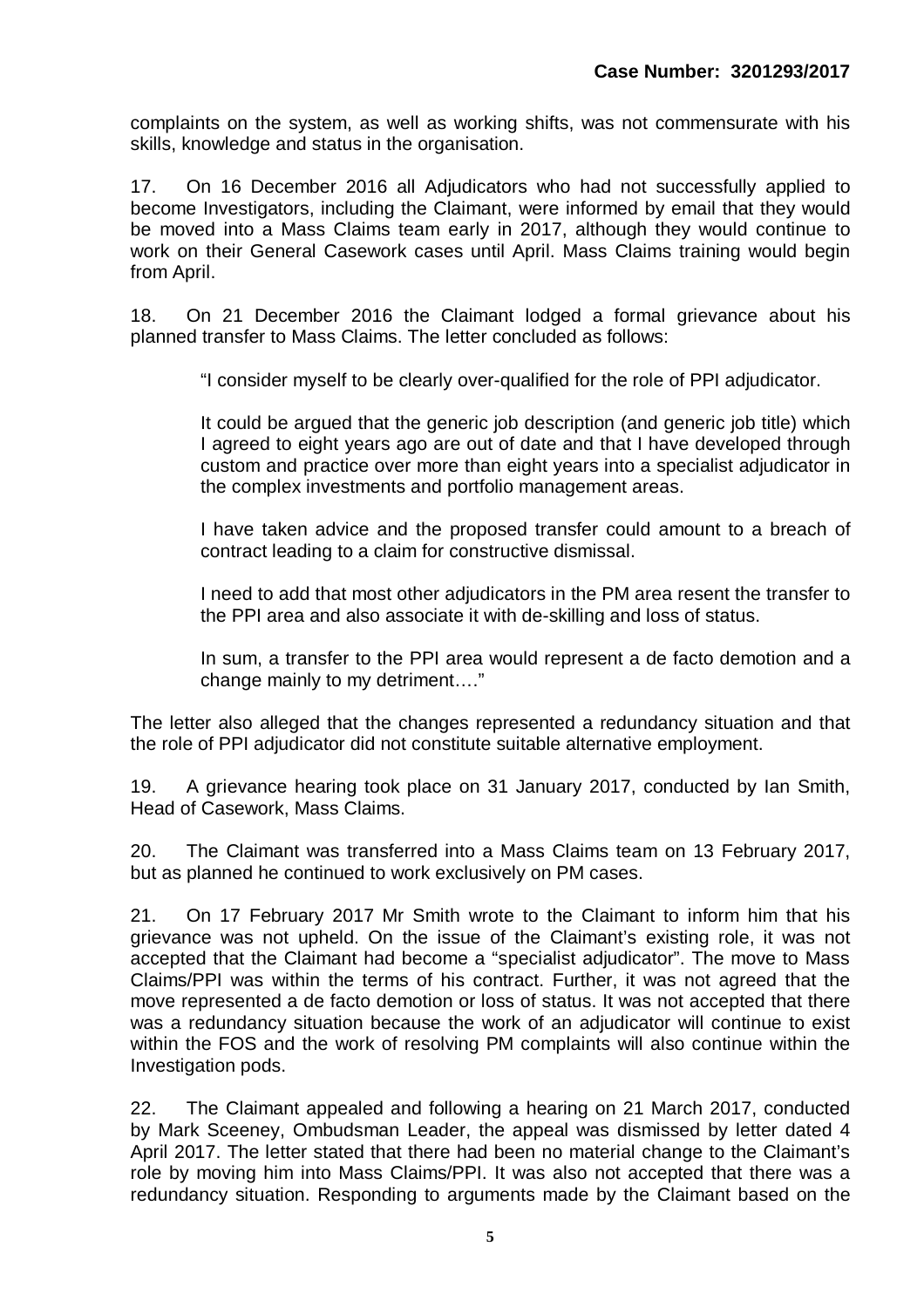complaints on the system, as well as working shifts, was not commensurate with his skills, knowledge and status in the organisation.

17. On 16 December 2016 all Adjudicators who had not successfully applied to become Investigators, including the Claimant, were informed by email that they would be moved into a Mass Claims team early in 2017, although they would continue to work on their General Casework cases until April. Mass Claims training would begin from April.

18. On 21 December 2016 the Claimant lodged a formal grievance about his planned transfer to Mass Claims. The letter concluded as follows:

> "I consider myself to be clearly over-qualified for the role of PPI adjudicator.
>
> It could be argued that the generic job description (and generic job title) which I agreed to eight years ago are out of date and that I have developed through custom and practice over more than eight years into a specialist adjudicator in the complex investments and portfolio management areas.
>
> I have taken advice and the proposed transfer could amount to a breach of contract leading to a claim for constructive dismissal.
>
> I need to add that most other adjudicators in the PM area resent the transfer to the PPI area and also associate it with de-skilling and loss of status.
>
> In sum, a transfer to the PPI area would represent a de facto demotion and a change mainly to my detriment…."

The letter also alleged that the changes represented a redundancy situation and that the role of PPI adjudicator did not constitute suitable alternative employment.

19. A grievance hearing took place on 31 January 2017, conducted by Ian Smith, Head of Casework, Mass Claims.

20. The Claimant was transferred into a Mass Claims team on 13 February 2017, but as planned he continued to work exclusively on PM cases.

21. On 17 February 2017 Mr Smith wrote to the Claimant to inform him that his grievance was not upheld. On the issue of the Claimant's existing role, it was not accepted that the Claimant had become a "specialist adjudicator". The move to Mass Claims/PPI was within the terms of his contract. Further, it was not agreed that the move represented a de facto demotion or loss of status. It was not accepted that there was a redundancy situation because the work of an adjudicator will continue to exist within the FOS and the work of resolving PM complaints will also continue within the Investigation pods.

22. The Claimant appealed and following a hearing on 21 March 2017, conducted by Mark Sceeney, Ombudsman Leader, the appeal was dismissed by letter dated 4 April 2017. The letter stated that there had been no material change to the Claimant's role by moving him into Mass Claims/PPI. It was also not accepted that there was a redundancy situation. Responding to arguments made by the Claimant based on the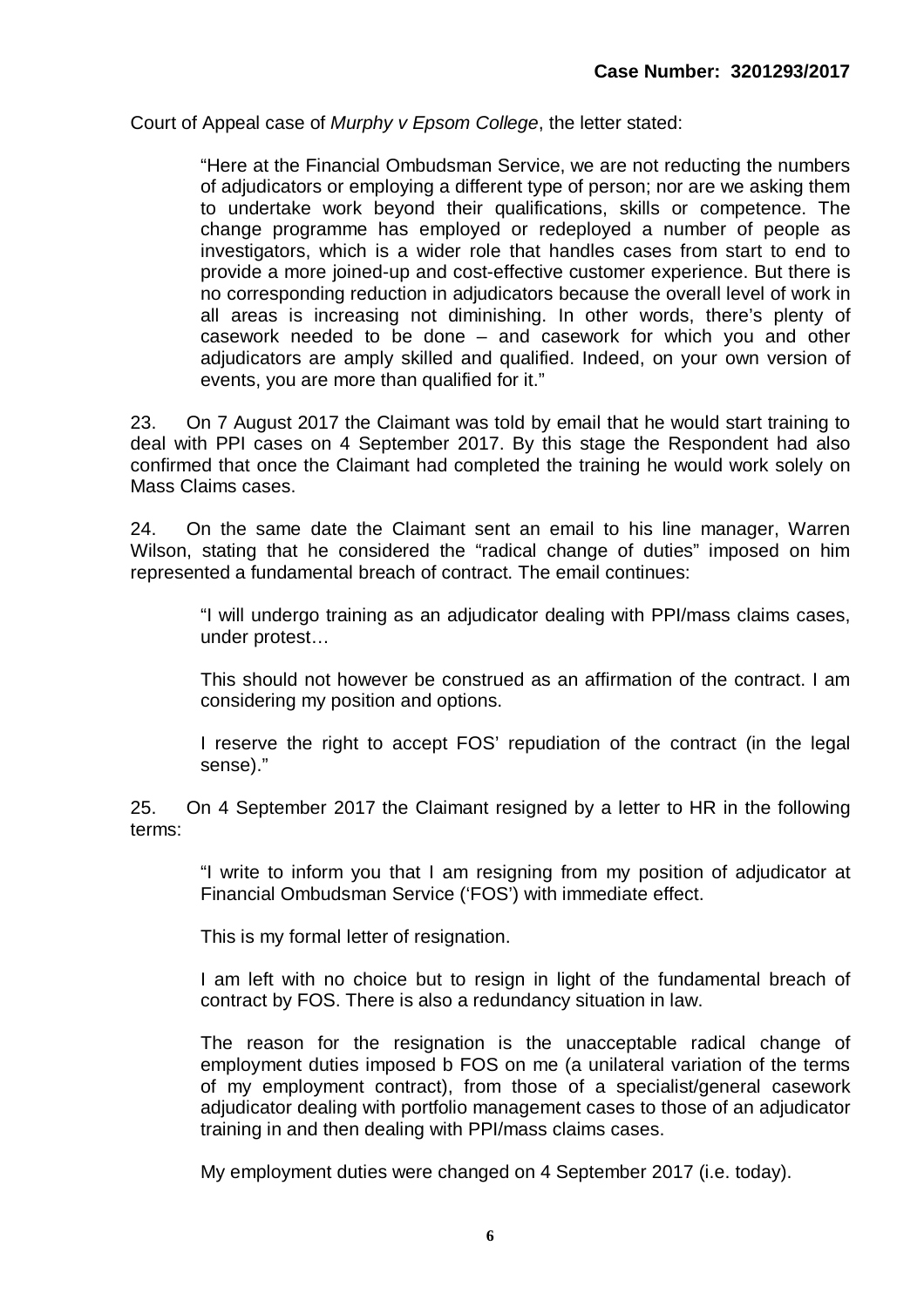Court of Appeal case of *Murphy v Epsom College*, the letter stated:

> "Here at the Financial Ombudsman Service, we are not reducting the numbers of adjudicators or employing a different type of person; nor are we asking them to undertake work beyond their qualifications, skills or competence. The change programme has employed or redeployed a number of people as investigators, which is a wider role that handles cases from start to end to provide a more joined-up and cost-effective customer experience. But there is no corresponding reduction in adjudicators because the overall level of work in all areas is increasing not diminishing. In other words, there's plenty of casework needed to be done – and casework for which you and other adjudicators are amply skilled and qualified. Indeed, on your own version of events, you are more than qualified for it."

23. On 7 August 2017 the Claimant was told by email that he would start training to deal with PPI cases on 4 September 2017. By this stage the Respondent had also confirmed that once the Claimant had completed the training he would work solely on Mass Claims cases.

24. On the same date the Claimant sent an email to his line manager, Warren Wilson, stating that he considered the "radical change of duties" imposed on him represented a fundamental breach of contract. The email continues:

> "I will undergo training as an adjudicator dealing with PPI/mass claims cases, under protest…
>
> This should not however be construed as an affirmation of the contract. I am considering my position and options.
>
> I reserve the right to accept FOS' repudiation of the contract (in the legal sense)."

25. On 4 September 2017 the Claimant resigned by a letter to HR in the following terms:

> "I write to inform you that I am resigning from my position of adjudicator at Financial Ombudsman Service ('FOS') with immediate effect.
>
> This is my formal letter of resignation.
>
> I am left with no choice but to resign in light of the fundamental breach of contract by FOS. There is also a redundancy situation in law.
>
> The reason for the resignation is the unacceptable radical change of employment duties imposed b FOS on me (a unilateral variation of the terms of my employment contract), from those of a specialist/general casework adjudicator dealing with portfolio management cases to those of an adjudicator training in and then dealing with PPI/mass claims cases.
>
> My employment duties were changed on 4 September 2017 (i.e. today).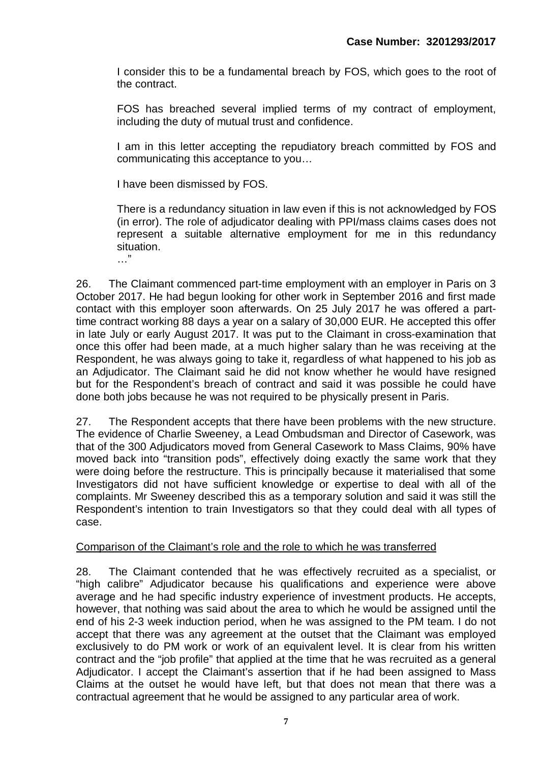I consider this to be a fundamental breach by FOS, which goes to the root of the contract.

FOS has breached several implied terms of my contract of employment, including the duty of mutual trust and confidence.

I am in this letter accepting the repudiatory breach committed by FOS and communicating this acceptance to you…

I have been dismissed by FOS.

There is a redundancy situation in law even if this is not acknowledged by FOS (in error). The role of adjudicator dealing with PPI/mass claims cases does not represent a suitable alternative employment for me in this redundancy situation.

…"

26. The Claimant commenced part-time employment with an employer in Paris on 3 October 2017. He had begun looking for other work in September 2016 and first made contact with this employer soon afterwards. On 25 July 2017 he was offered a part-time contract working 88 days a year on a salary of 30,000 EUR. He accepted this offer in late July or early August 2017. It was put to the Claimant in cross-examination that once this offer had been made, at a much higher salary than he was receiving at the Respondent, he was always going to take it, regardless of what happened to his job as an Adjudicator. The Claimant said he did not know whether he would have resigned but for the Respondent's breach of contract and said it was possible he could have done both jobs because he was not required to be physically present in Paris.

27. The Respondent accepts that there have been problems with the new structure. The evidence of Charlie Sweeney, a Lead Ombudsman and Director of Casework, was that of the 300 Adjudicators moved from General Casework to Mass Claims, 90% have moved back into "transition pods", effectively doing exactly the same work that they were doing before the restructure. This is principally because it materialised that some Investigators did not have sufficient knowledge or expertise to deal with all of the complaints. Mr Sweeney described this as a temporary solution and said it was still the Respondent's intention to train Investigators so that they could deal with all types of case.

Comparison of the Claimant's role and the role to which he was transferred

28. The Claimant contended that he was effectively recruited as a specialist, or "high calibre" Adjudicator because his qualifications and experience were above average and he had specific industry experience of investment products. He accepts, however, that nothing was said about the area to which he would be assigned until the end of his 2-3 week induction period, when he was assigned to the PM team. I do not accept that there was any agreement at the outset that the Claimant was employed exclusively to do PM work or work of an equivalent level. It is clear from his written contract and the "job profile" that applied at the time that he was recruited as a general Adjudicator. I accept the Claimant's assertion that if he had been assigned to Mass Claims at the outset he would have left, but that does not mean that there was a contractual agreement that he would be assigned to any particular area of work.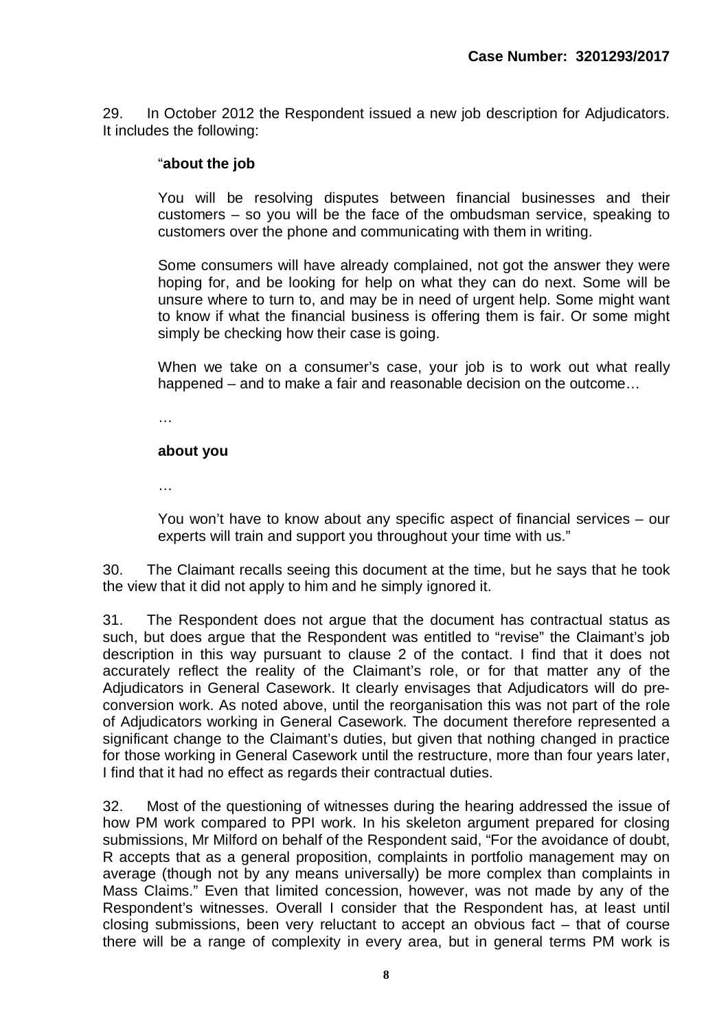29. In October 2012 the Respondent issued a new job description for Adjudicators. It includes the following:

> "**about the job**
>
> You will be resolving disputes between financial businesses and their customers – so you will be the face of the ombudsman service, speaking to customers over the phone and communicating with them in writing.
>
> Some consumers will have already complained, not got the answer they were hoping for, and be looking for help on what they can do next. Some will be unsure where to turn to, and may be in need of urgent help. Some might want to know if what the financial business is offering them is fair. Or some might simply be checking how their case is going.
>
> When we take on a consumer's case, your job is to work out what really happened – and to make a fair and reasonable decision on the outcome…
>
> …
>
> **about you**
>
> …
>
> You won't have to know about any specific aspect of financial services – our experts will train and support you throughout your time with us."

30. The Claimant recalls seeing this document at the time, but he says that he took the view that it did not apply to him and he simply ignored it.

31. The Respondent does not argue that the document has contractual status as such, but does argue that the Respondent was entitled to "revise" the Claimant's job description in this way pursuant to clause 2 of the contact. I find that it does not accurately reflect the reality of the Claimant's role, or for that matter any of the Adjudicators in General Casework. It clearly envisages that Adjudicators will do pre-conversion work. As noted above, until the reorganisation this was not part of the role of Adjudicators working in General Casework. The document therefore represented a significant change to the Claimant's duties, but given that nothing changed in practice for those working in General Casework until the restructure, more than four years later, I find that it had no effect as regards their contractual duties.

32. Most of the questioning of witnesses during the hearing addressed the issue of how PM work compared to PPI work. In his skeleton argument prepared for closing submissions, Mr Milford on behalf of the Respondent said, "For the avoidance of doubt, R accepts that as a general proposition, complaints in portfolio management may on average (though not by any means universally) be more complex than complaints in Mass Claims." Even that limited concession, however, was not made by any of the Respondent's witnesses. Overall I consider that the Respondent has, at least until closing submissions, been very reluctant to accept an obvious fact – that of course there will be a range of complexity in every area, but in general terms PM work is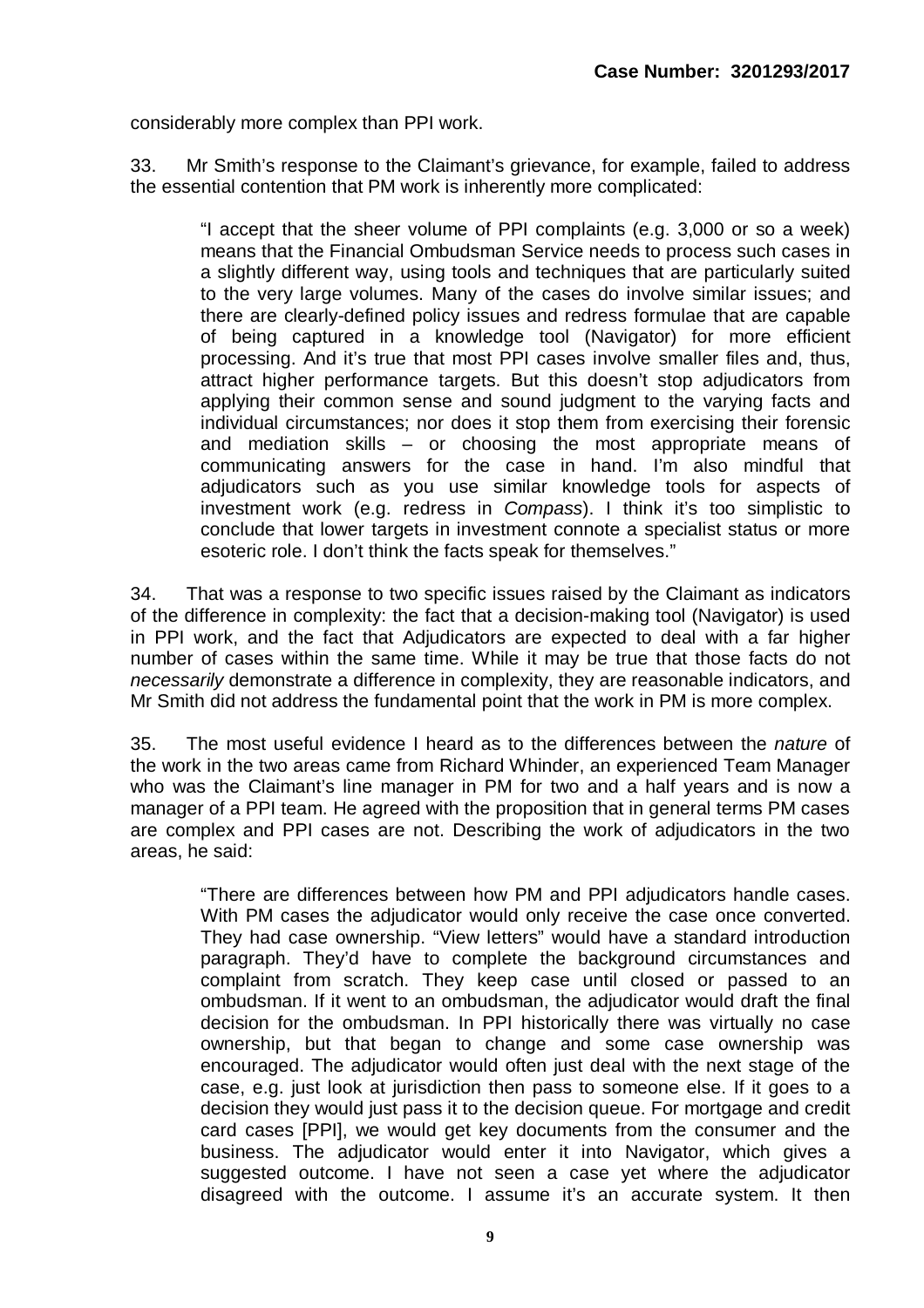considerably more complex than PPI work.

33. Mr Smith's response to the Claimant's grievance, for example, failed to address the essential contention that PM work is inherently more complicated:

> "I accept that the sheer volume of PPI complaints (e.g. 3,000 or so a week) means that the Financial Ombudsman Service needs to process such cases in a slightly different way, using tools and techniques that are particularly suited to the very large volumes. Many of the cases do involve similar issues; and there are clearly-defined policy issues and redress formulae that are capable of being captured in a knowledge tool (Navigator) for more efficient processing. And it's true that most PPI cases involve smaller files and, thus, attract higher performance targets. But this doesn't stop adjudicators from applying their common sense and sound judgment to the varying facts and individual circumstances; nor does it stop them from exercising their forensic and mediation skills – or choosing the most appropriate means of communicating answers for the case in hand. I'm also mindful that adjudicators such as you use similar knowledge tools for aspects of investment work (e.g. redress in *Compass*). I think it's too simplistic to conclude that lower targets in investment connote a specialist status or more esoteric role. I don't think the facts speak for themselves."

34. That was a response to two specific issues raised by the Claimant as indicators of the difference in complexity: the fact that a decision-making tool (Navigator) is used in PPI work, and the fact that Adjudicators are expected to deal with a far higher number of cases within the same time. While it may be true that those facts do not *necessarily* demonstrate a difference in complexity, they are reasonable indicators, and Mr Smith did not address the fundamental point that the work in PM is more complex.

35. The most useful evidence I heard as to the differences between the *nature* of the work in the two areas came from Richard Whinder, an experienced Team Manager who was the Claimant's line manager in PM for two and a half years and is now a manager of a PPI team. He agreed with the proposition that in general terms PM cases are complex and PPI cases are not. Describing the work of adjudicators in the two areas, he said:

> "There are differences between how PM and PPI adjudicators handle cases. With PM cases the adjudicator would only receive the case once converted. They had case ownership. "View letters" would have a standard introduction paragraph. They'd have to complete the background circumstances and complaint from scratch. They keep case until closed or passed to an ombudsman. If it went to an ombudsman, the adjudicator would draft the final decision for the ombudsman. In PPI historically there was virtually no case ownership, but that began to change and some case ownership was encouraged. The adjudicator would often just deal with the next stage of the case, e.g. just look at jurisdiction then pass to someone else. If it goes to a decision they would just pass it to the decision queue. For mortgage and credit card cases [PPI], we would get key documents from the consumer and the business. The adjudicator would enter it into Navigator, which gives a suggested outcome. I have not seen a case yet where the adjudicator disagreed with the outcome. I assume it's an accurate system. It then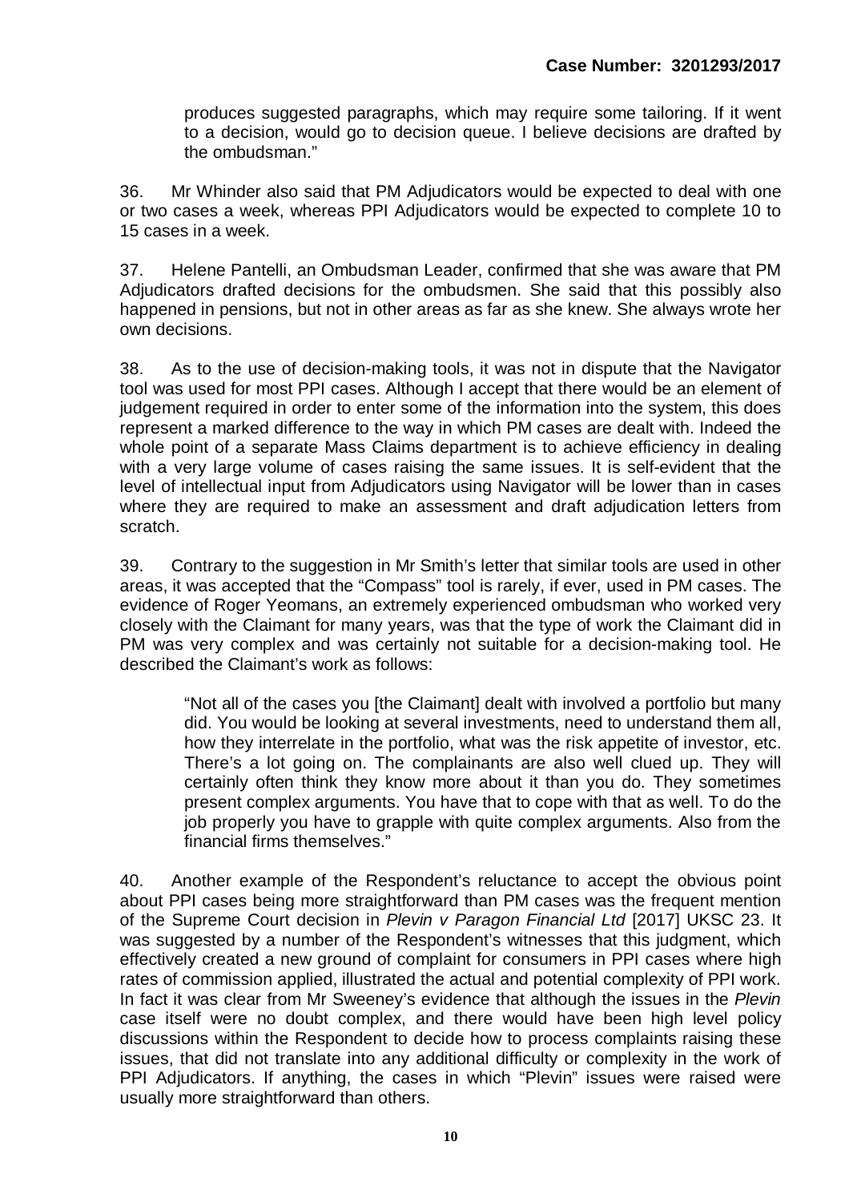produces suggested paragraphs, which may require some tailoring. If it went to a decision, would go to decision queue. I believe decisions are drafted by the ombudsman."

36. Mr Whinder also said that PM Adjudicators would be expected to deal with one or two cases a week, whereas PPI Adjudicators would be expected to complete 10 to 15 cases in a week.

37. Helene Pantelli, an Ombudsman Leader, confirmed that she was aware that PM Adjudicators drafted decisions for the ombudsmen. She said that this possibly also happened in pensions, but not in other areas as far as she knew. She always wrote her own decisions.

38. As to the use of decision-making tools, it was not in dispute that the Navigator tool was used for most PPI cases. Although I accept that there would be an element of judgement required in order to enter some of the information into the system, this does represent a marked difference to the way in which PM cases are dealt with. Indeed the whole point of a separate Mass Claims department is to achieve efficiency in dealing with a very large volume of cases raising the same issues. It is self-evident that the level of intellectual input from Adjudicators using Navigator will be lower than in cases where they are required to make an assessment and draft adjudication letters from scratch.

39. Contrary to the suggestion in Mr Smith's letter that similar tools are used in other areas, it was accepted that the "Compass" tool is rarely, if ever, used in PM cases. The evidence of Roger Yeomans, an extremely experienced ombudsman who worked very closely with the Claimant for many years, was that the type of work the Claimant did in PM was very complex and was certainly not suitable for a decision-making tool. He described the Claimant's work as follows:

> "Not all of the cases you [the Claimant] dealt with involved a portfolio but many did. You would be looking at several investments, need to understand them all, how they interrelate in the portfolio, what was the risk appetite of investor, etc. There's a lot going on. The complainants are also well clued up. They will certainly often think they know more about it than you do. They sometimes present complex arguments. You have that to cope with that as well. To do the job properly you have to grapple with quite complex arguments. Also from the financial firms themselves."

40. Another example of the Respondent's reluctance to accept the obvious point about PPI cases being more straightforward than PM cases was the frequent mention of the Supreme Court decision in *Plevin v Paragon Financial Ltd* [2017] UKSC 23. It was suggested by a number of the Respondent's witnesses that this judgment, which effectively created a new ground of complaint for consumers in PPI cases where high rates of commission applied, illustrated the actual and potential complexity of PPI work. In fact it was clear from Mr Sweeney's evidence that although the issues in the *Plevin* case itself were no doubt complex, and there would have been high level policy discussions within the Respondent to decide how to process complaints raising these issues, that did not translate into any additional difficulty or complexity in the work of PPI Adjudicators. If anything, the cases in which "Plevin" issues were raised were usually more straightforward than others.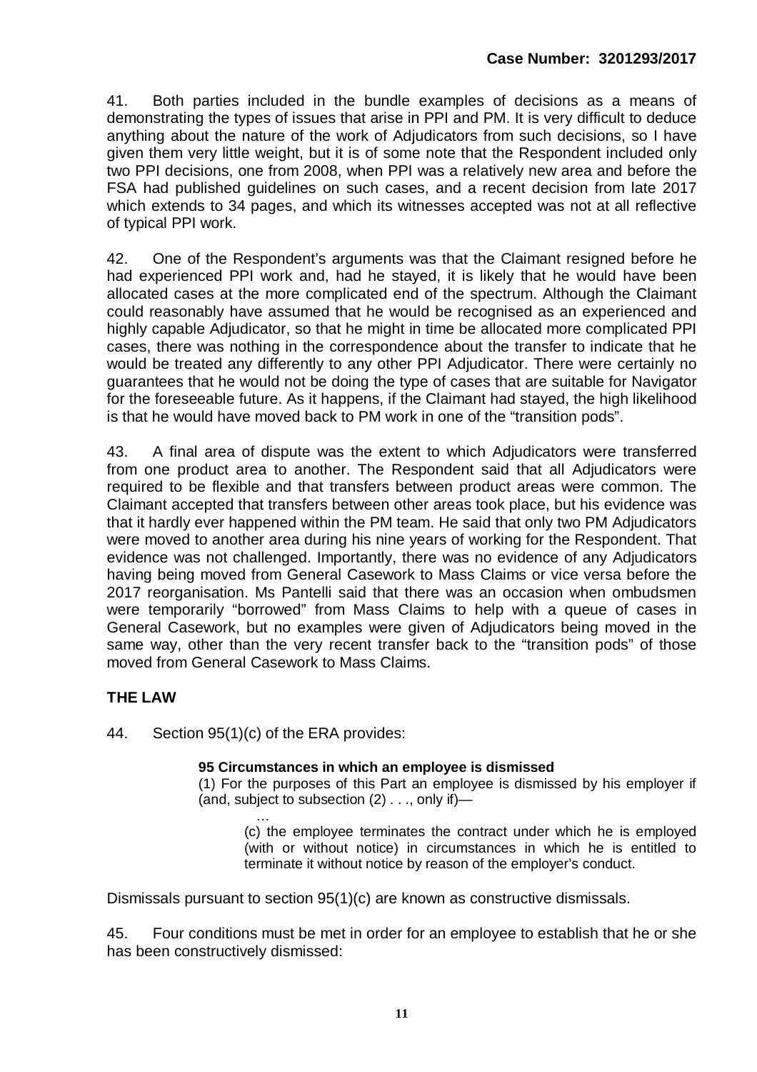41. Both parties included in the bundle examples of decisions as a means of demonstrating the types of issues that arise in PPI and PM. It is very difficult to deduce anything about the nature of the work of Adjudicators from such decisions, so I have given them very little weight, but it is of some note that the Respondent included only two PPI decisions, one from 2008, when PPI was a relatively new area and before the FSA had published guidelines on such cases, and a recent decision from late 2017 which extends to 34 pages, and which its witnesses accepted was not at all reflective of typical PPI work.

42. One of the Respondent's arguments was that the Claimant resigned before he had experienced PPI work and, had he stayed, it is likely that he would have been allocated cases at the more complicated end of the spectrum. Although the Claimant could reasonably have assumed that he would be recognised as an experienced and highly capable Adjudicator, so that he might in time be allocated more complicated PPI cases, there was nothing in the correspondence about the transfer to indicate that he would be treated any differently to any other PPI Adjudicator. There were certainly no guarantees that he would not be doing the type of cases that are suitable for Navigator for the foreseeable future. As it happens, if the Claimant had stayed, the high likelihood is that he would have moved back to PM work in one of the "transition pods".

43. A final area of dispute was the extent to which Adjudicators were transferred from one product area to another. The Respondent said that all Adjudicators were required to be flexible and that transfers between product areas were common. The Claimant accepted that transfers between other areas took place, but his evidence was that it hardly ever happened within the PM team. He said that only two PM Adjudicators were moved to another area during his nine years of working for the Respondent. That evidence was not challenged. Importantly, there was no evidence of any Adjudicators having being moved from General Casework to Mass Claims or vice versa before the 2017 reorganisation. Ms Pantelli said that there was an occasion when ombudsmen were temporarily "borrowed" from Mass Claims to help with a queue of cases in General Casework, but no examples were given of Adjudicators being moved in the same way, other than the very recent transfer back to the "transition pods" of those moved from General Casework to Mass Claims.

## THE LAW

44. Section 95(1)(c) of the ERA provides:

> **95 Circumstances in which an employee is dismissed**
>
> (1) For the purposes of this Part an employee is dismissed by his employer if (and, subject to subsection (2) . . ., only if)—
>
> …
>
> (c) the employee terminates the contract under which he is employed (with or without notice) in circumstances in which he is entitled to terminate it without notice by reason of the employer's conduct.

Dismissals pursuant to section 95(1)(c) are known as constructive dismissals.

45. Four conditions must be met in order for an employee to establish that he or she has been constructively dismissed: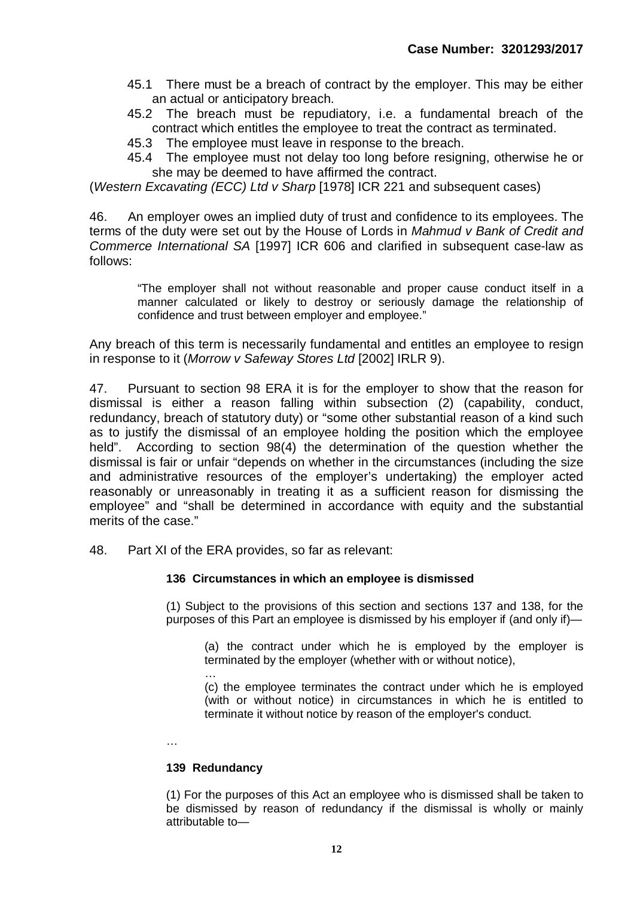45.1 There must be a breach of contract by the employer. This may be either an actual or anticipatory breach.

45.2 The breach must be repudiatory, i.e. a fundamental breach of the contract which entitles the employee to treat the contract as terminated.

45.3 The employee must leave in response to the breach.

45.4 The employee must not delay too long before resigning, otherwise he or she may be deemed to have affirmed the contract.

(*Western Excavating (ECC) Ltd v Sharp* [1978] ICR 221 and subsequent cases)

46. An employer owes an implied duty of trust and confidence to its employees. The terms of the duty were set out by the House of Lords in *Mahmud v Bank of Credit and Commerce International SA* [1997] ICR 606 and clarified in subsequent case-law as follows:

> "The employer shall not without reasonable and proper cause conduct itself in a manner calculated or likely to destroy or seriously damage the relationship of confidence and trust between employer and employee."

Any breach of this term is necessarily fundamental and entitles an employee to resign in response to it (*Morrow v Safeway Stores Ltd* [2002] IRLR 9).

47. Pursuant to section 98 ERA it is for the employer to show that the reason for dismissal is either a reason falling within subsection (2) (capability, conduct, redundancy, breach of statutory duty) or "some other substantial reason of a kind such as to justify the dismissal of an employee holding the position which the employee held". According to section 98(4) the determination of the question whether the dismissal is fair or unfair "depends on whether in the circumstances (including the size and administrative resources of the employer's undertaking) the employer acted reasonably or unreasonably in treating it as a sufficient reason for dismissing the employee" and "shall be determined in accordance with equity and the substantial merits of the case."

48. Part XI of the ERA provides, so far as relevant:

> **136 Circumstances in which an employee is dismissed**
>
> (1) Subject to the provisions of this section and sections 137 and 138, for the purposes of this Part an employee is dismissed by his employer if (and only if)—
>
> > (a) the contract under which he is employed by the employer is terminated by the employer (whether with or without notice),
> >
> > …
> >
> > (c) the employee terminates the contract under which he is employed (with or without notice) in circumstances in which he is entitled to terminate it without notice by reason of the employer's conduct.
>
> …
>
> **139 Redundancy**
>
> (1) For the purposes of this Act an employee who is dismissed shall be taken to be dismissed by reason of redundancy if the dismissal is wholly or mainly attributable to—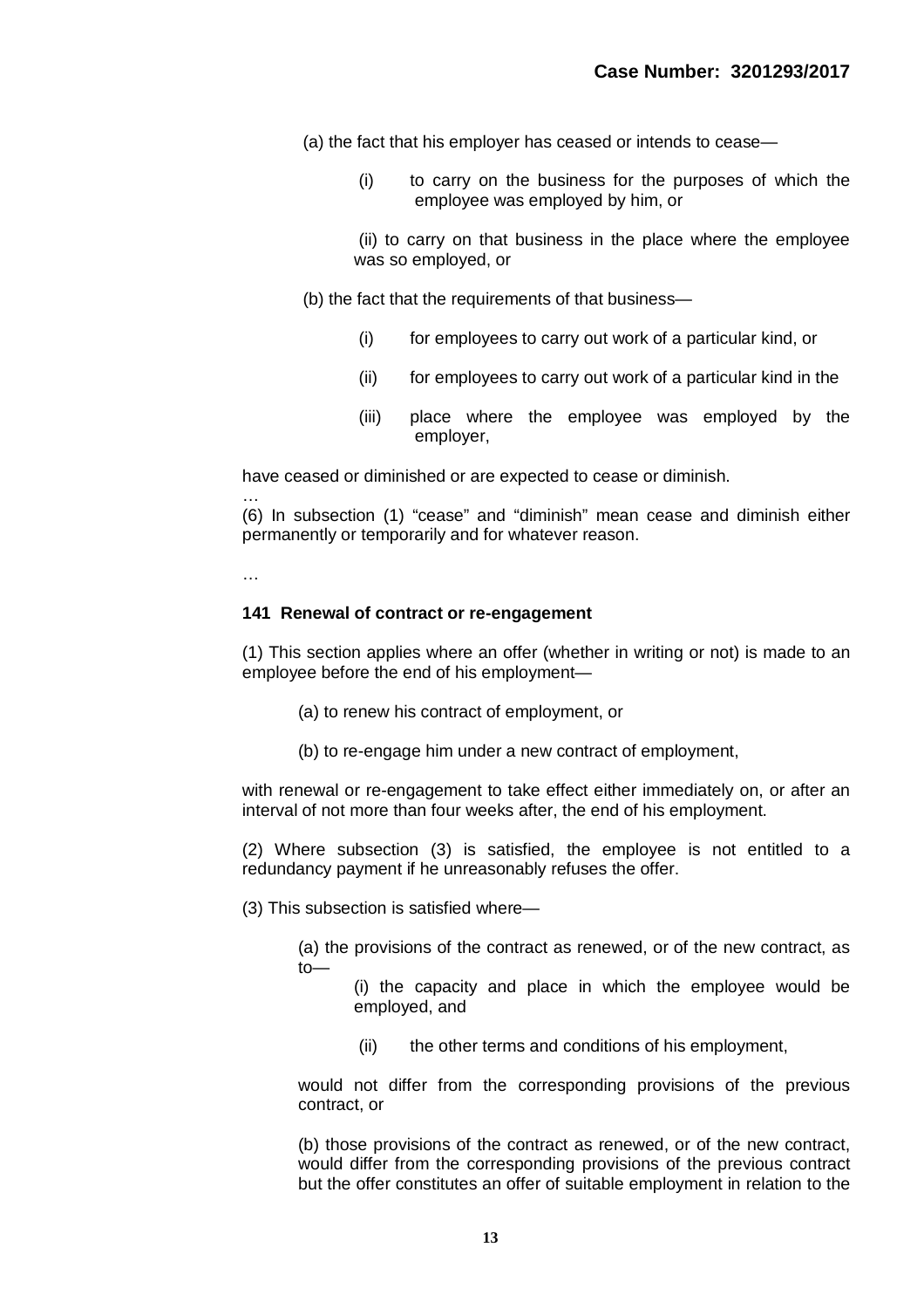(a) the fact that his employer has ceased or intends to cease—

(i) to carry on the business for the purposes of which the employee was employed by him, or

(ii) to carry on that business in the place where the employee was so employed, or

(b) the fact that the requirements of that business—

(i) for employees to carry out work of a particular kind, or

(ii) for employees to carry out work of a particular kind in the

(iii) place where the employee was employed by the employer,

have ceased or diminished or are expected to cease or diminish.

…

(6) In subsection (1) "cease" and "diminish" mean cease and diminish either permanently or temporarily and for whatever reason.

…

**141 Renewal of contract or re-engagement**

(1) This section applies where an offer (whether in writing or not) is made to an employee before the end of his employment—

(a) to renew his contract of employment, or

(b) to re-engage him under a new contract of employment,

with renewal or re-engagement to take effect either immediately on, or after an interval of not more than four weeks after, the end of his employment.

(2) Where subsection (3) is satisfied, the employee is not entitled to a redundancy payment if he unreasonably refuses the offer.

(3) This subsection is satisfied where—

(a) the provisions of the contract as renewed, or of the new contract, as to—

(i) the capacity and place in which the employee would be employed, and

(ii) the other terms and conditions of his employment,

would not differ from the corresponding provisions of the previous contract, or

(b) those provisions of the contract as renewed, or of the new contract, would differ from the corresponding provisions of the previous contract but the offer constitutes an offer of suitable employment in relation to the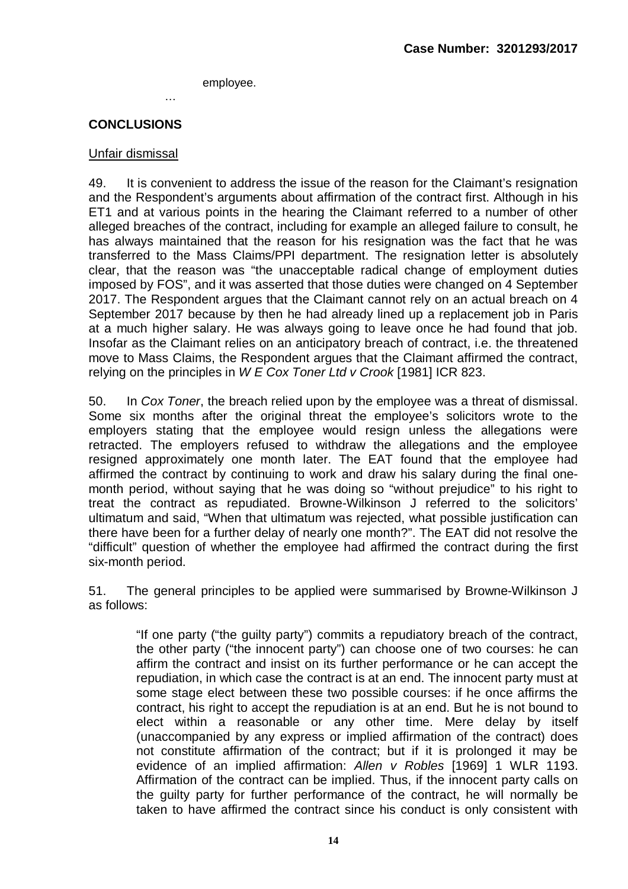employee.

…

## CONCLUSIONS

### Unfair dismissal

49. It is convenient to address the issue of the reason for the Claimant's resignation and the Respondent's arguments about affirmation of the contract first. Although in his ET1 and at various points in the hearing the Claimant referred to a number of other alleged breaches of the contract, including for example an alleged failure to consult, he has always maintained that the reason for his resignation was the fact that he was transferred to the Mass Claims/PPI department. The resignation letter is absolutely clear, that the reason was "the unacceptable radical change of employment duties imposed by FOS", and it was asserted that those duties were changed on 4 September 2017. The Respondent argues that the Claimant cannot rely on an actual breach on 4 September 2017 because by then he had already lined up a replacement job in Paris at a much higher salary. He was always going to leave once he had found that job. Insofar as the Claimant relies on an anticipatory breach of contract, i.e. the threatened move to Mass Claims, the Respondent argues that the Claimant affirmed the contract, relying on the principles in *W E Cox Toner Ltd v Crook* [1981] ICR 823.

50. In *Cox Toner*, the breach relied upon by the employee was a threat of dismissal. Some six months after the original threat the employee's solicitors wrote to the employers stating that the employee would resign unless the allegations were retracted. The employers refused to withdraw the allegations and the employee resigned approximately one month later. The EAT found that the employee had affirmed the contract by continuing to work and draw his salary during the final one-month period, without saying that he was doing so "without prejudice" to his right to treat the contract as repudiated. Browne-Wilkinson J referred to the solicitors' ultimatum and said, "When that ultimatum was rejected, what possible justification can there have been for a further delay of nearly one month?". The EAT did not resolve the "difficult" question of whether the employee had affirmed the contract during the first six-month period.

51. The general principles to be applied were summarised by Browne-Wilkinson J as follows:

> "If one party ("the guilty party") commits a repudiatory breach of the contract, the other party ("the innocent party") can choose one of two courses: he can affirm the contract and insist on its further performance or he can accept the repudiation, in which case the contract is at an end. The innocent party must at some stage elect between these two possible courses: if he once affirms the contract, his right to accept the repudiation is at an end. But he is not bound to elect within a reasonable or any other time. Mere delay by itself (unaccompanied by any express or implied affirmation of the contract) does not constitute affirmation of the contract; but if it is prolonged it may be evidence of an implied affirmation: *Allen v Robles* [1969] 1 WLR 1193. Affirmation of the contract can be implied. Thus, if the innocent party calls on the guilty party for further performance of the contract, he will normally be taken to have affirmed the contract since his conduct is only consistent with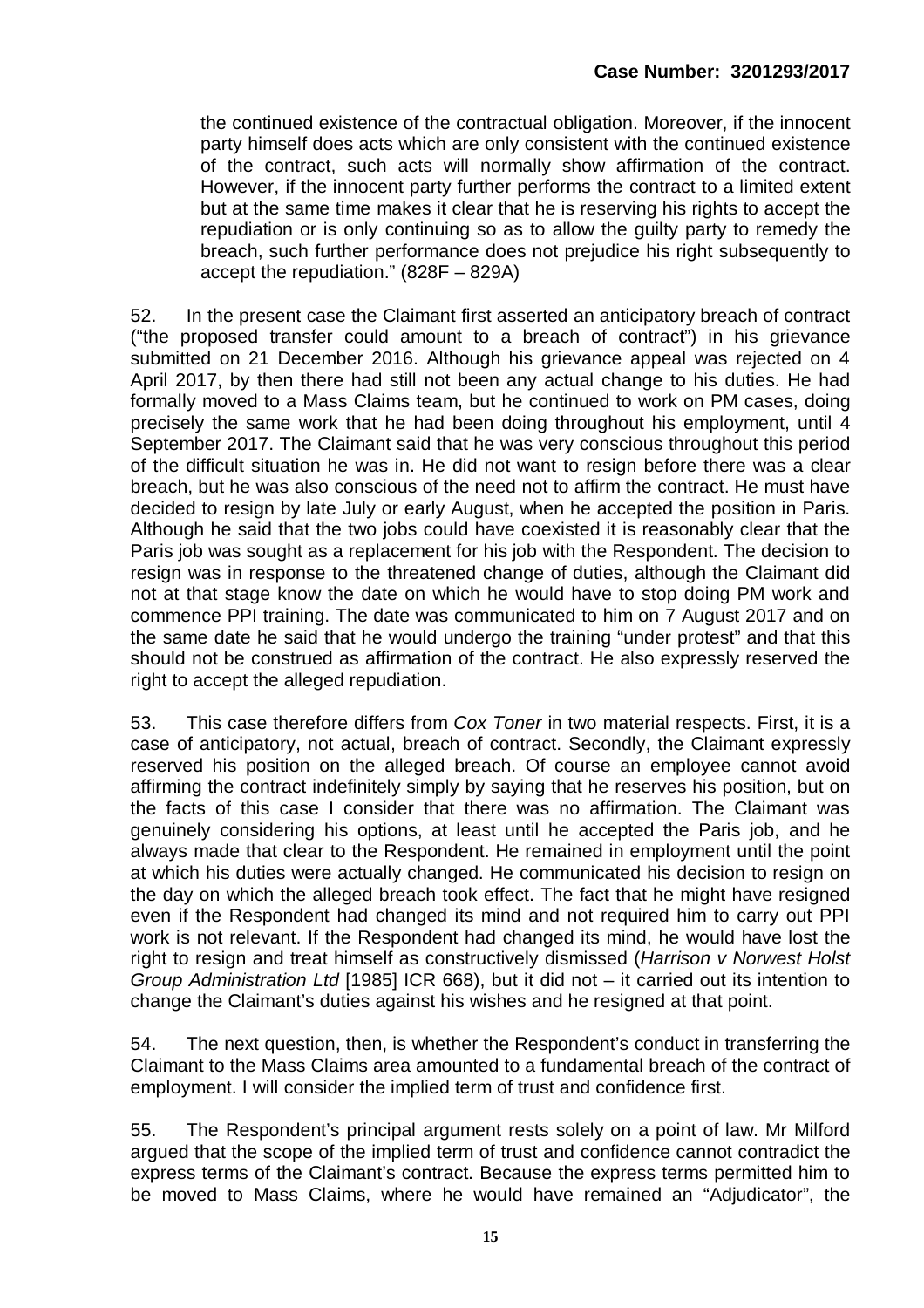the continued existence of the contractual obligation. Moreover, if the innocent party himself does acts which are only consistent with the continued existence of the contract, such acts will normally show affirmation of the contract. However, if the innocent party further performs the contract to a limited extent but at the same time makes it clear that he is reserving his rights to accept the repudiation or is only continuing so as to allow the guilty party to remedy the breach, such further performance does not prejudice his right subsequently to accept the repudiation." (828F – 829A)

52. In the present case the Claimant first asserted an anticipatory breach of contract ("the proposed transfer could amount to a breach of contract") in his grievance submitted on 21 December 2016. Although his grievance appeal was rejected on 4 April 2017, by then there had still not been any actual change to his duties. He had formally moved to a Mass Claims team, but he continued to work on PM cases, doing precisely the same work that he had been doing throughout his employment, until 4 September 2017. The Claimant said that he was very conscious throughout this period of the difficult situation he was in. He did not want to resign before there was a clear breach, but he was also conscious of the need not to affirm the contract. He must have decided to resign by late July or early August, when he accepted the position in Paris. Although he said that the two jobs could have coexisted it is reasonably clear that the Paris job was sought as a replacement for his job with the Respondent. The decision to resign was in response to the threatened change of duties, although the Claimant did not at that stage know the date on which he would have to stop doing PM work and commence PPI training. The date was communicated to him on 7 August 2017 and on the same date he said that he would undergo the training "under protest" and that this should not be construed as affirmation of the contract. He also expressly reserved the right to accept the alleged repudiation.

53. This case therefore differs from *Cox Toner* in two material respects. First, it is a case of anticipatory, not actual, breach of contract. Secondly, the Claimant expressly reserved his position on the alleged breach. Of course an employee cannot avoid affirming the contract indefinitely simply by saying that he reserves his position, but on the facts of this case I consider that there was no affirmation. The Claimant was genuinely considering his options, at least until he accepted the Paris job, and he always made that clear to the Respondent. He remained in employment until the point at which his duties were actually changed. He communicated his decision to resign on the day on which the alleged breach took effect. The fact that he might have resigned even if the Respondent had changed its mind and not required him to carry out PPI work is not relevant. If the Respondent had changed its mind, he would have lost the right to resign and treat himself as constructively dismissed (*Harrison v Norwest Holst Group Administration Ltd* [1985] ICR 668), but it did not – it carried out its intention to change the Claimant's duties against his wishes and he resigned at that point.

54. The next question, then, is whether the Respondent's conduct in transferring the Claimant to the Mass Claims area amounted to a fundamental breach of the contract of employment. I will consider the implied term of trust and confidence first.

55. The Respondent's principal argument rests solely on a point of law. Mr Milford argued that the scope of the implied term of trust and confidence cannot contradict the express terms of the Claimant's contract. Because the express terms permitted him to be moved to Mass Claims, where he would have remained an "Adjudicator", the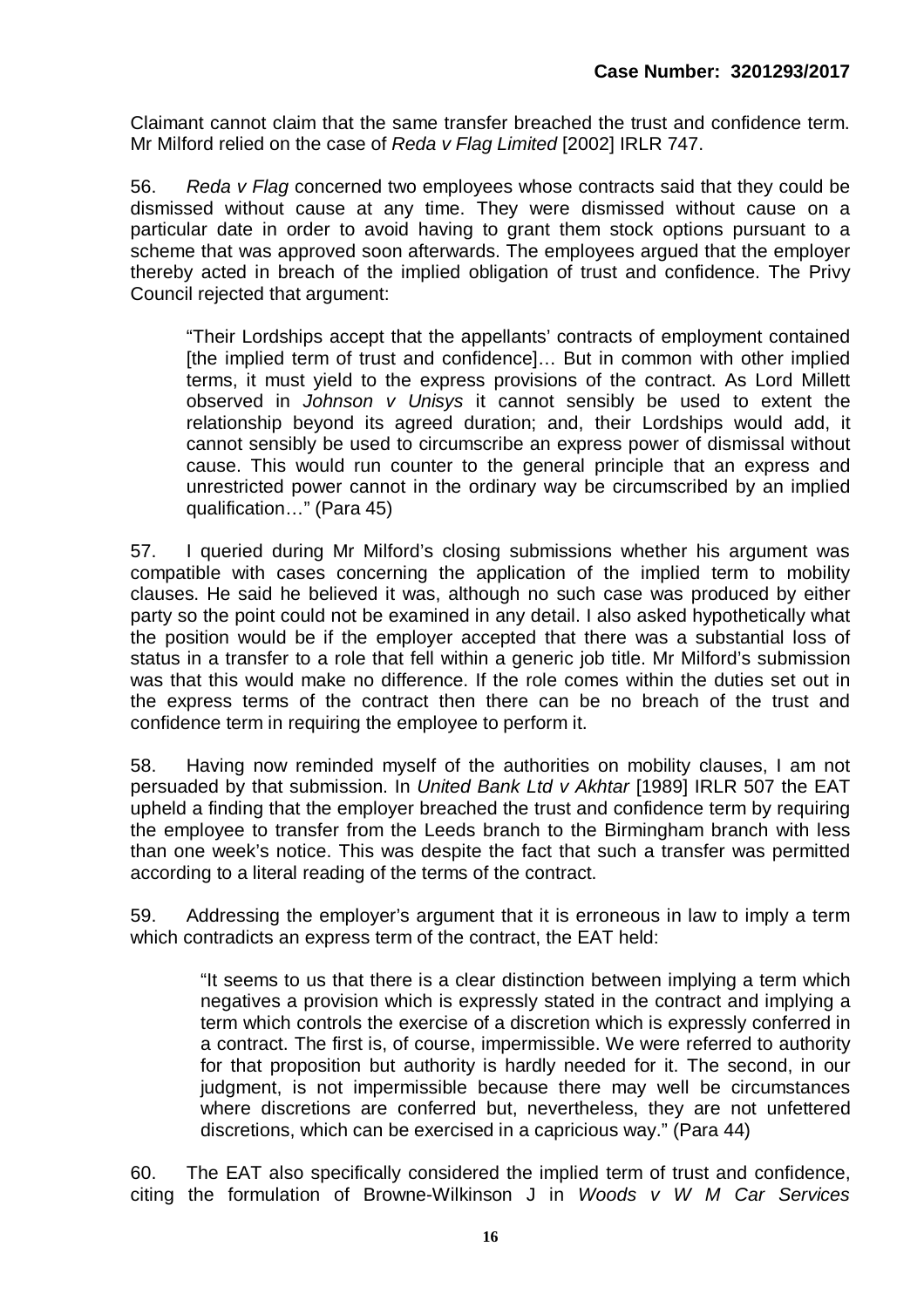Claimant cannot claim that the same transfer breached the trust and confidence term. Mr Milford relied on the case of *Reda v Flag Limited* [2002] IRLR 747.

56. *Reda v Flag* concerned two employees whose contracts said that they could be dismissed without cause at any time. They were dismissed without cause on a particular date in order to avoid having to grant them stock options pursuant to a scheme that was approved soon afterwards. The employees argued that the employer thereby acted in breach of the implied obligation of trust and confidence. The Privy Council rejected that argument:

> "Their Lordships accept that the appellants' contracts of employment contained [the implied term of trust and confidence]… But in common with other implied terms, it must yield to the express provisions of the contract. As Lord Millett observed in *Johnson v Unisys* it cannot sensibly be used to extent the relationship beyond its agreed duration; and, their Lordships would add, it cannot sensibly be used to circumscribe an express power of dismissal without cause. This would run counter to the general principle that an express and unrestricted power cannot in the ordinary way be circumscribed by an implied qualification…" (Para 45)

57. I queried during Mr Milford's closing submissions whether his argument was compatible with cases concerning the application of the implied term to mobility clauses. He said he believed it was, although no such case was produced by either party so the point could not be examined in any detail. I also asked hypothetically what the position would be if the employer accepted that there was a substantial loss of status in a transfer to a role that fell within a generic job title. Mr Milford's submission was that this would make no difference. If the role comes within the duties set out in the express terms of the contract then there can be no breach of the trust and confidence term in requiring the employee to perform it.

58. Having now reminded myself of the authorities on mobility clauses, I am not persuaded by that submission. In *United Bank Ltd v Akhtar* [1989] IRLR 507 the EAT upheld a finding that the employer breached the trust and confidence term by requiring the employee to transfer from the Leeds branch to the Birmingham branch with less than one week's notice. This was despite the fact that such a transfer was permitted according to a literal reading of the terms of the contract.

59. Addressing the employer's argument that it is erroneous in law to imply a term which contradicts an express term of the contract, the EAT held:

> "It seems to us that there is a clear distinction between implying a term which negatives a provision which is expressly stated in the contract and implying a term which controls the exercise of a discretion which is expressly conferred in a contract. The first is, of course, impermissible. We were referred to authority for that proposition but authority is hardly needed for it. The second, in our judgment, is not impermissible because there may well be circumstances where discretions are conferred but, nevertheless, they are not unfettered discretions, which can be exercised in a capricious way." (Para 44)

60. The EAT also specifically considered the implied term of trust and confidence, citing the formulation of Browne-Wilkinson J in *Woods v W M Car Services*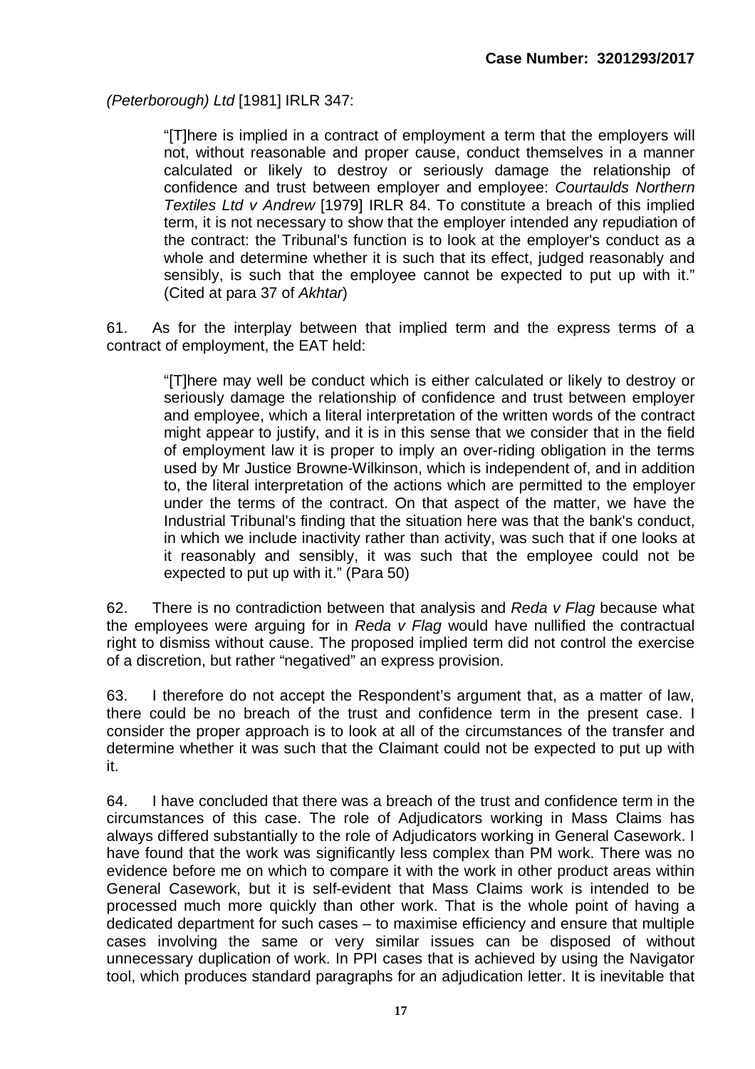*(Peterborough) Ltd* [1981] IRLR 347:

> "[T]here is implied in a contract of employment a term that the employers will not, without reasonable and proper cause, conduct themselves in a manner calculated or likely to destroy or seriously damage the relationship of confidence and trust between employer and employee: *Courtaulds Northern Textiles Ltd v Andrew* [1979] IRLR 84. To constitute a breach of this implied term, it is not necessary to show that the employer intended any repudiation of the contract: the Tribunal's function is to look at the employer's conduct as a whole and determine whether it is such that its effect, judged reasonably and sensibly, is such that the employee cannot be expected to put up with it." (Cited at para 37 of *Akhtar*)

61. As for the interplay between that implied term and the express terms of a contract of employment, the EAT held:

> "[T]here may well be conduct which is either calculated or likely to destroy or seriously damage the relationship of confidence and trust between employer and employee, which a literal interpretation of the written words of the contract might appear to justify, and it is in this sense that we consider that in the field of employment law it is proper to imply an over-riding obligation in the terms used by Mr Justice Browne-Wilkinson, which is independent of, and in addition to, the literal interpretation of the actions which are permitted to the employer under the terms of the contract. On that aspect of the matter, we have the Industrial Tribunal's finding that the situation here was that the bank's conduct, in which we include inactivity rather than activity, was such that if one looks at it reasonably and sensibly, it was such that the employee could not be expected to put up with it." (Para 50)

62. There is no contradiction between that analysis and *Reda v Flag* because what the employees were arguing for in *Reda v Flag* would have nullified the contractual right to dismiss without cause. The proposed implied term did not control the exercise of a discretion, but rather "negatived" an express provision.

63. I therefore do not accept the Respondent's argument that, as a matter of law, there could be no breach of the trust and confidence term in the present case. I consider the proper approach is to look at all of the circumstances of the transfer and determine whether it was such that the Claimant could not be expected to put up with it.

64. I have concluded that there was a breach of the trust and confidence term in the circumstances of this case. The role of Adjudicators working in Mass Claims has always differed substantially to the role of Adjudicators working in General Casework. I have found that the work was significantly less complex than PM work. There was no evidence before me on which to compare it with the work in other product areas within General Casework, but it is self-evident that Mass Claims work is intended to be processed much more quickly than other work. That is the whole point of having a dedicated department for such cases – to maximise efficiency and ensure that multiple cases involving the same or very similar issues can be disposed of without unnecessary duplication of work. In PPI cases that is achieved by using the Navigator tool, which produces standard paragraphs for an adjudication letter. It is inevitable that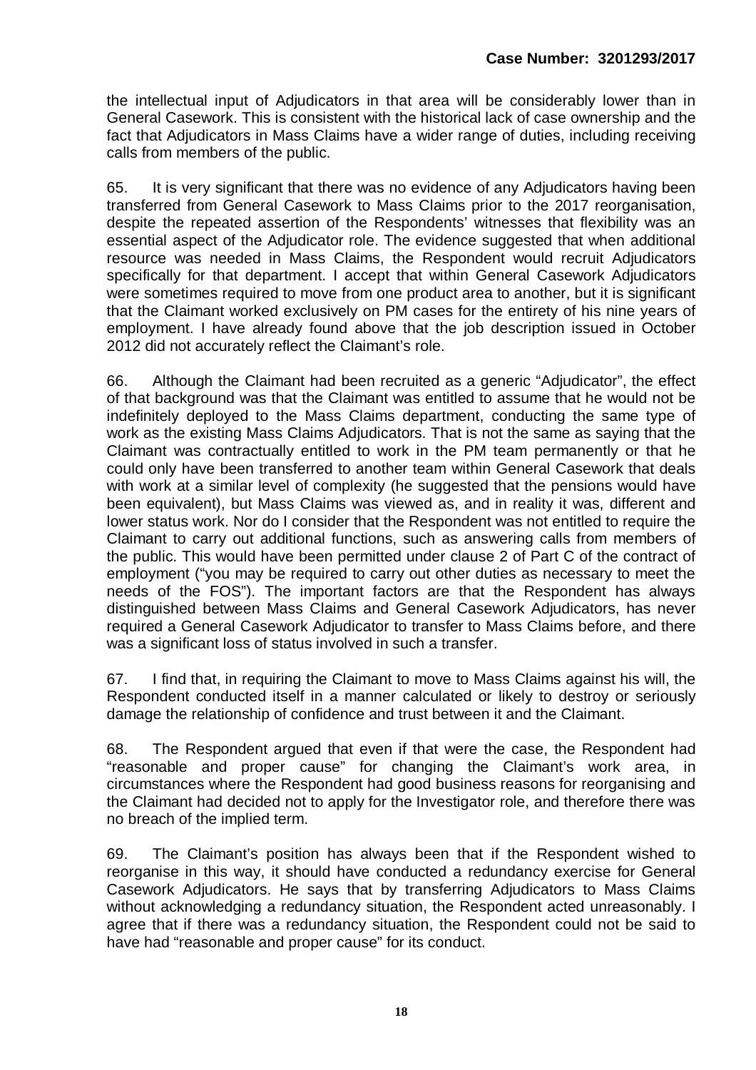the intellectual input of Adjudicators in that area will be considerably lower than in General Casework. This is consistent with the historical lack of case ownership and the fact that Adjudicators in Mass Claims have a wider range of duties, including receiving calls from members of the public.

65. It is very significant that there was no evidence of any Adjudicators having been transferred from General Casework to Mass Claims prior to the 2017 reorganisation, despite the repeated assertion of the Respondents' witnesses that flexibility was an essential aspect of the Adjudicator role. The evidence suggested that when additional resource was needed in Mass Claims, the Respondent would recruit Adjudicators specifically for that department. I accept that within General Casework Adjudicators were sometimes required to move from one product area to another, but it is significant that the Claimant worked exclusively on PM cases for the entirety of his nine years of employment. I have already found above that the job description issued in October 2012 did not accurately reflect the Claimant's role.

66. Although the Claimant had been recruited as a generic "Adjudicator", the effect of that background was that the Claimant was entitled to assume that he would not be indefinitely deployed to the Mass Claims department, conducting the same type of work as the existing Mass Claims Adjudicators. That is not the same as saying that the Claimant was contractually entitled to work in the PM team permanently or that he could only have been transferred to another team within General Casework that deals with work at a similar level of complexity (he suggested that the pensions would have been equivalent), but Mass Claims was viewed as, and in reality it was, different and lower status work. Nor do I consider that the Respondent was not entitled to require the Claimant to carry out additional functions, such as answering calls from members of the public. This would have been permitted under clause 2 of Part C of the contract of employment ("you may be required to carry out other duties as necessary to meet the needs of the FOS"). The important factors are that the Respondent has always distinguished between Mass Claims and General Casework Adjudicators, has never required a General Casework Adjudicator to transfer to Mass Claims before, and there was a significant loss of status involved in such a transfer.

67. I find that, in requiring the Claimant to move to Mass Claims against his will, the Respondent conducted itself in a manner calculated or likely to destroy or seriously damage the relationship of confidence and trust between it and the Claimant.

68. The Respondent argued that even if that were the case, the Respondent had "reasonable and proper cause" for changing the Claimant's work area, in circumstances where the Respondent had good business reasons for reorganising and the Claimant had decided not to apply for the Investigator role, and therefore there was no breach of the implied term.

69. The Claimant's position has always been that if the Respondent wished to reorganise in this way, it should have conducted a redundancy exercise for General Casework Adjudicators. He says that by transferring Adjudicators to Mass Claims without acknowledging a redundancy situation, the Respondent acted unreasonably. I agree that if there was a redundancy situation, the Respondent could not be said to have had "reasonable and proper cause" for its conduct.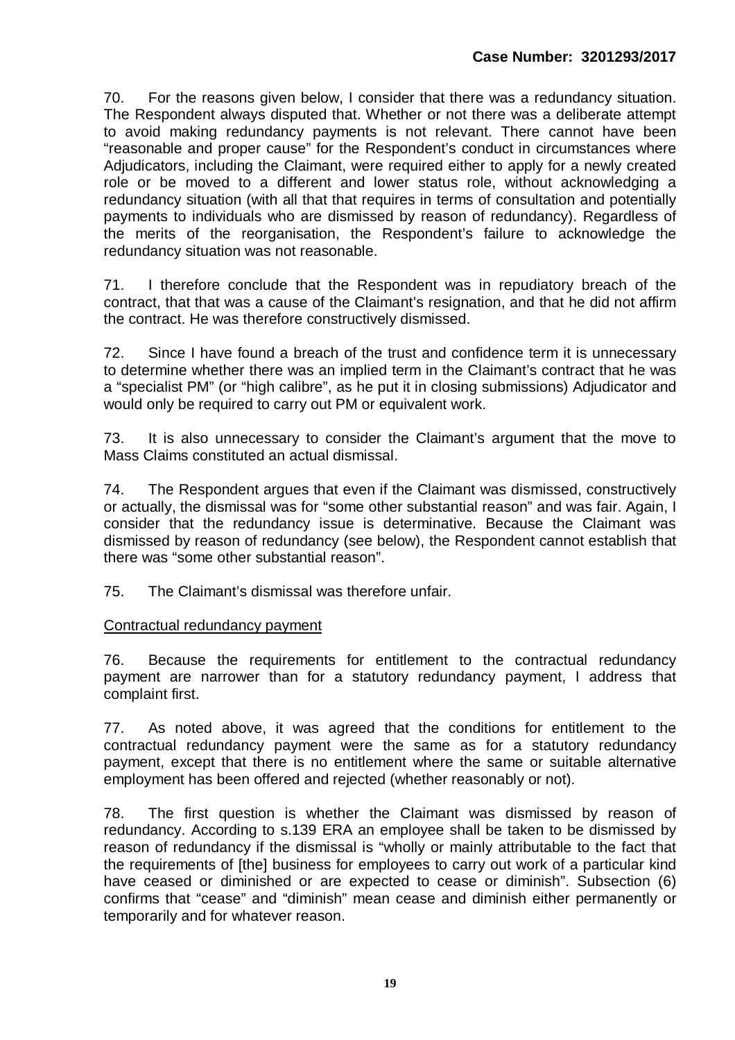70. For the reasons given below, I consider that there was a redundancy situation. The Respondent always disputed that. Whether or not there was a deliberate attempt to avoid making redundancy payments is not relevant. There cannot have been "reasonable and proper cause" for the Respondent's conduct in circumstances where Adjudicators, including the Claimant, were required either to apply for a newly created role or be moved to a different and lower status role, without acknowledging a redundancy situation (with all that that requires in terms of consultation and potentially payments to individuals who are dismissed by reason of redundancy). Regardless of the merits of the reorganisation, the Respondent's failure to acknowledge the redundancy situation was not reasonable.

71. I therefore conclude that the Respondent was in repudiatory breach of the contract, that that was a cause of the Claimant's resignation, and that he did not affirm the contract. He was therefore constructively dismissed.

72. Since I have found a breach of the trust and confidence term it is unnecessary to determine whether there was an implied term in the Claimant's contract that he was a "specialist PM" (or "high calibre", as he put it in closing submissions) Adjudicator and would only be required to carry out PM or equivalent work.

73. It is also unnecessary to consider the Claimant's argument that the move to Mass Claims constituted an actual dismissal.

74. The Respondent argues that even if the Claimant was dismissed, constructively or actually, the dismissal was for "some other substantial reason" and was fair. Again, I consider that the redundancy issue is determinative. Because the Claimant was dismissed by reason of redundancy (see below), the Respondent cannot establish that there was "some other substantial reason".

75. The Claimant's dismissal was therefore unfair.

<u>Contractual redundancy payment</u>

76. Because the requirements for entitlement to the contractual redundancy payment are narrower than for a statutory redundancy payment, I address that complaint first.

77. As noted above, it was agreed that the conditions for entitlement to the contractual redundancy payment were the same as for a statutory redundancy payment, except that there is no entitlement where the same or suitable alternative employment has been offered and rejected (whether reasonably or not).

78. The first question is whether the Claimant was dismissed by reason of redundancy. According to s.139 ERA an employee shall be taken to be dismissed by reason of redundancy if the dismissal is "wholly or mainly attributable to the fact that the requirements of [the] business for employees to carry out work of a particular kind have ceased or diminished or are expected to cease or diminish". Subsection (6) confirms that "cease" and "diminish" mean cease and diminish either permanently or temporarily and for whatever reason.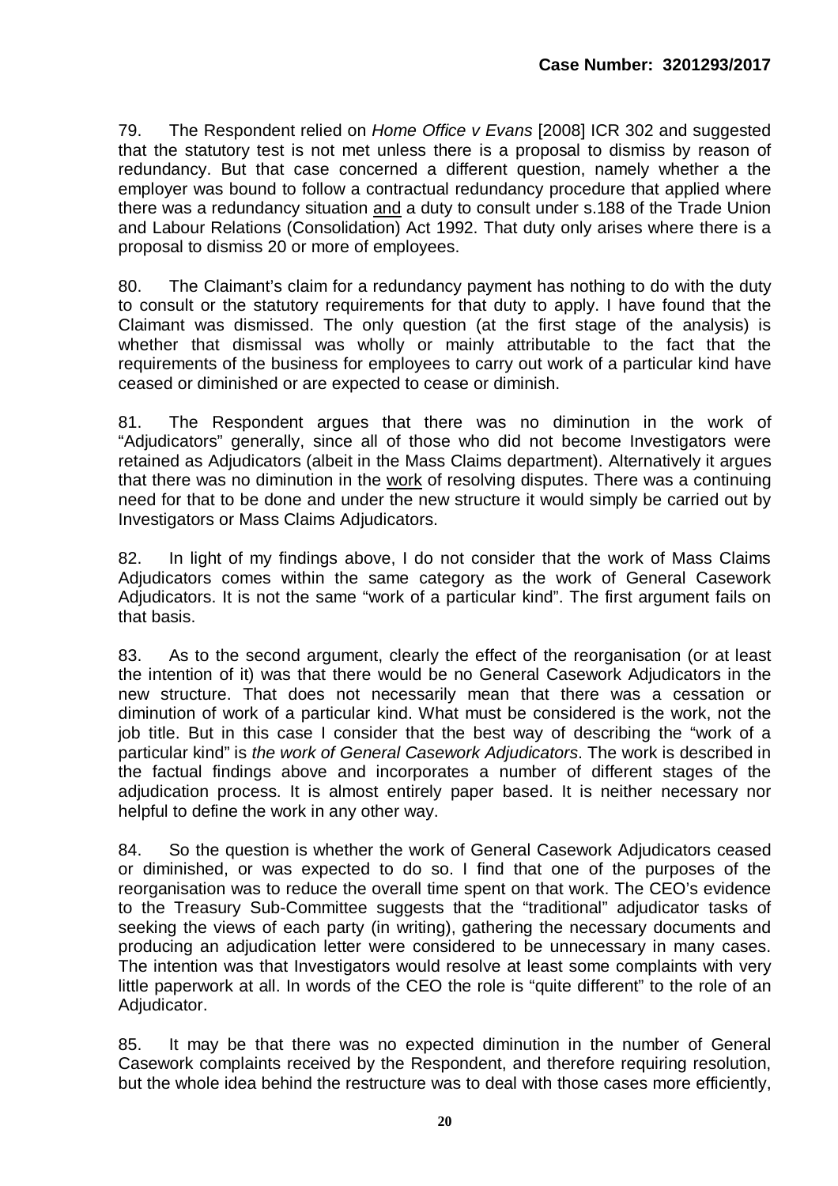79. The Respondent relied on *Home Office v Evans* [2008] ICR 302 and suggested that the statutory test is not met unless there is a proposal to dismiss by reason of redundancy. But that case concerned a different question, namely whether a the employer was bound to follow a contractual redundancy procedure that applied where there was a redundancy situation and a duty to consult under s.188 of the Trade Union and Labour Relations (Consolidation) Act 1992. That duty only arises where there is a proposal to dismiss 20 or more of employees.

80. The Claimant's claim for a redundancy payment has nothing to do with the duty to consult or the statutory requirements for that duty to apply. I have found that the Claimant was dismissed. The only question (at the first stage of the analysis) is whether that dismissal was wholly or mainly attributable to the fact that the requirements of the business for employees to carry out work of a particular kind have ceased or diminished or are expected to cease or diminish.

81. The Respondent argues that there was no diminution in the work of "Adjudicators" generally, since all of those who did not become Investigators were retained as Adjudicators (albeit in the Mass Claims department). Alternatively it argues that there was no diminution in the work of resolving disputes. There was a continuing need for that to be done and under the new structure it would simply be carried out by Investigators or Mass Claims Adjudicators.

82. In light of my findings above, I do not consider that the work of Mass Claims Adjudicators comes within the same category as the work of General Casework Adjudicators. It is not the same "work of a particular kind". The first argument fails on that basis.

83. As to the second argument, clearly the effect of the reorganisation (or at least the intention of it) was that there would be no General Casework Adjudicators in the new structure. That does not necessarily mean that there was a cessation or diminution of work of a particular kind. What must be considered is the work, not the job title. But in this case I consider that the best way of describing the "work of a particular kind" is *the work of General Casework Adjudicators*. The work is described in the factual findings above and incorporates a number of different stages of the adjudication process. It is almost entirely paper based. It is neither necessary nor helpful to define the work in any other way.

84. So the question is whether the work of General Casework Adjudicators ceased or diminished, or was expected to do so. I find that one of the purposes of the reorganisation was to reduce the overall time spent on that work. The CEO's evidence to the Treasury Sub-Committee suggests that the "traditional" adjudicator tasks of seeking the views of each party (in writing), gathering the necessary documents and producing an adjudication letter were considered to be unnecessary in many cases. The intention was that Investigators would resolve at least some complaints with very little paperwork at all. In words of the CEO the role is "quite different" to the role of an Adjudicator.

85. It may be that there was no expected diminution in the number of General Casework complaints received by the Respondent, and therefore requiring resolution, but the whole idea behind the restructure was to deal with those cases more efficiently,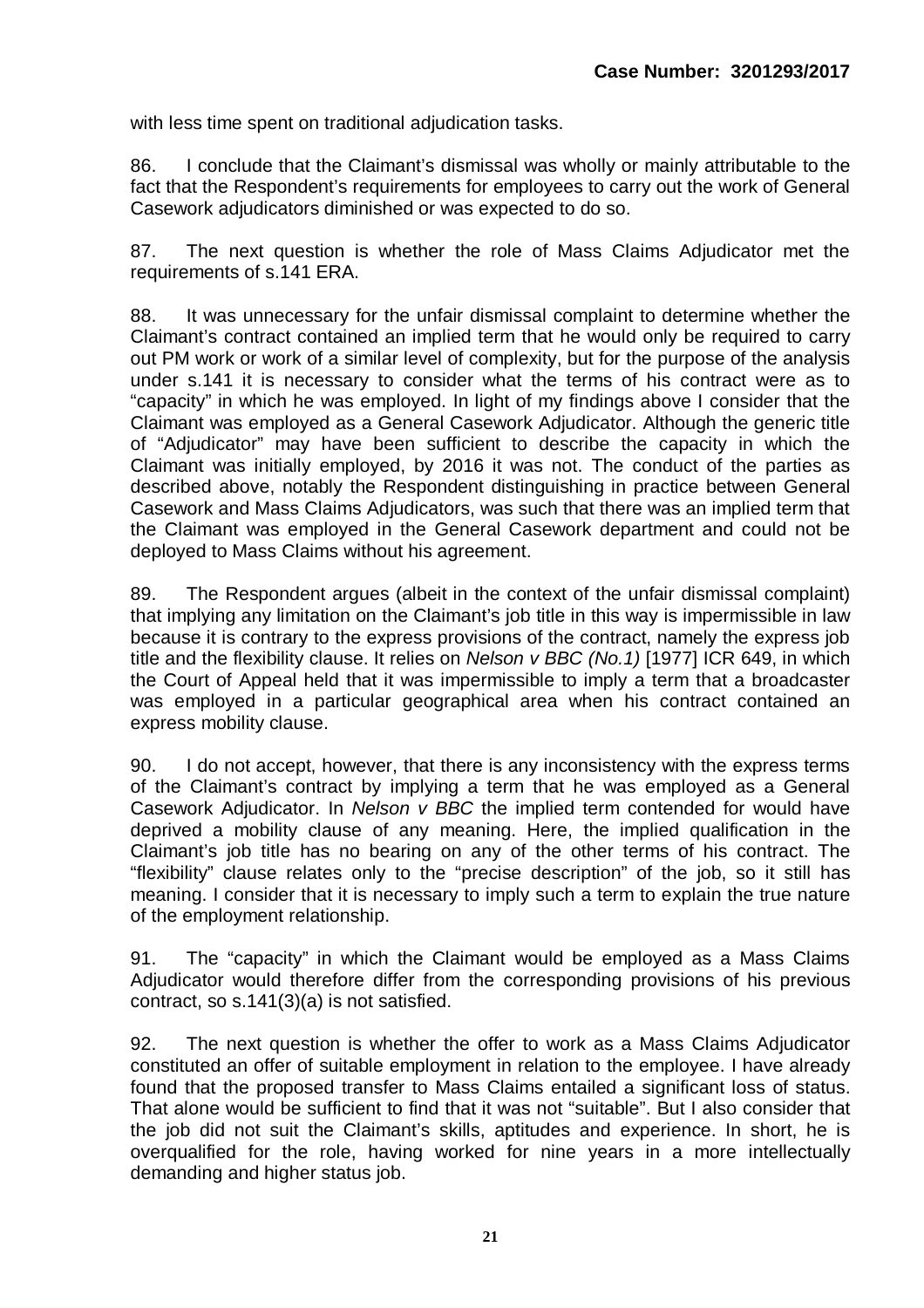with less time spent on traditional adjudication tasks.

86. I conclude that the Claimant's dismissal was wholly or mainly attributable to the fact that the Respondent's requirements for employees to carry out the work of General Casework adjudicators diminished or was expected to do so.

87. The next question is whether the role of Mass Claims Adjudicator met the requirements of s.141 ERA.

88. It was unnecessary for the unfair dismissal complaint to determine whether the Claimant's contract contained an implied term that he would only be required to carry out PM work or work of a similar level of complexity, but for the purpose of the analysis under s.141 it is necessary to consider what the terms of his contract were as to "capacity" in which he was employed. In light of my findings above I consider that the Claimant was employed as a General Casework Adjudicator. Although the generic title of "Adjudicator" may have been sufficient to describe the capacity in which the Claimant was initially employed, by 2016 it was not. The conduct of the parties as described above, notably the Respondent distinguishing in practice between General Casework and Mass Claims Adjudicators, was such that there was an implied term that the Claimant was employed in the General Casework department and could not be deployed to Mass Claims without his agreement.

89. The Respondent argues (albeit in the context of the unfair dismissal complaint) that implying any limitation on the Claimant's job title in this way is impermissible in law because it is contrary to the express provisions of the contract, namely the express job title and the flexibility clause. It relies on *Nelson v BBC (No.1)* [1977] ICR 649, in which the Court of Appeal held that it was impermissible to imply a term that a broadcaster was employed in a particular geographical area when his contract contained an express mobility clause.

90. I do not accept, however, that there is any inconsistency with the express terms of the Claimant's contract by implying a term that he was employed as a General Casework Adjudicator. In *Nelson v BBC* the implied term contended for would have deprived a mobility clause of any meaning. Here, the implied qualification in the Claimant's job title has no bearing on any of the other terms of his contract. The "flexibility" clause relates only to the "precise description" of the job, so it still has meaning. I consider that it is necessary to imply such a term to explain the true nature of the employment relationship.

91. The "capacity" in which the Claimant would be employed as a Mass Claims Adjudicator would therefore differ from the corresponding provisions of his previous contract, so s.141(3)(a) is not satisfied.

92. The next question is whether the offer to work as a Mass Claims Adjudicator constituted an offer of suitable employment in relation to the employee. I have already found that the proposed transfer to Mass Claims entailed a significant loss of status. That alone would be sufficient to find that it was not "suitable". But I also consider that the job did not suit the Claimant's skills, aptitudes and experience. In short, he is overqualified for the role, having worked for nine years in a more intellectually demanding and higher status job.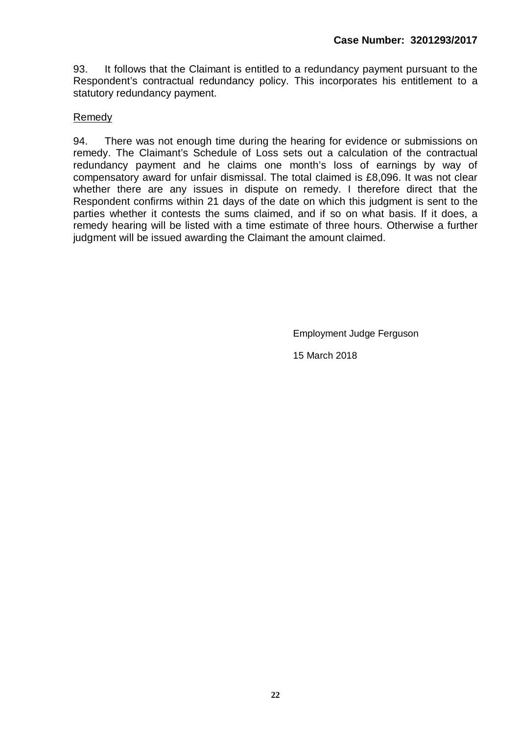93. It follows that the Claimant is entitled to a redundancy payment pursuant to the Respondent's contractual redundancy policy. This incorporates his entitlement to a statutory redundancy payment.

Remedy

94. There was not enough time during the hearing for evidence or submissions on remedy. The Claimant's Schedule of Loss sets out a calculation of the contractual redundancy payment and he claims one month's loss of earnings by way of compensatory award for unfair dismissal. The total claimed is £8,096. It was not clear whether there are any issues in dispute on remedy. I therefore direct that the Respondent confirms within 21 days of the date on which this judgment is sent to the parties whether it contests the sums claimed, and if so on what basis. If it does, a remedy hearing will be listed with a time estimate of three hours. Otherwise a further judgment will be issued awarding the Claimant the amount claimed.

Employment Judge Ferguson

15 March 2018